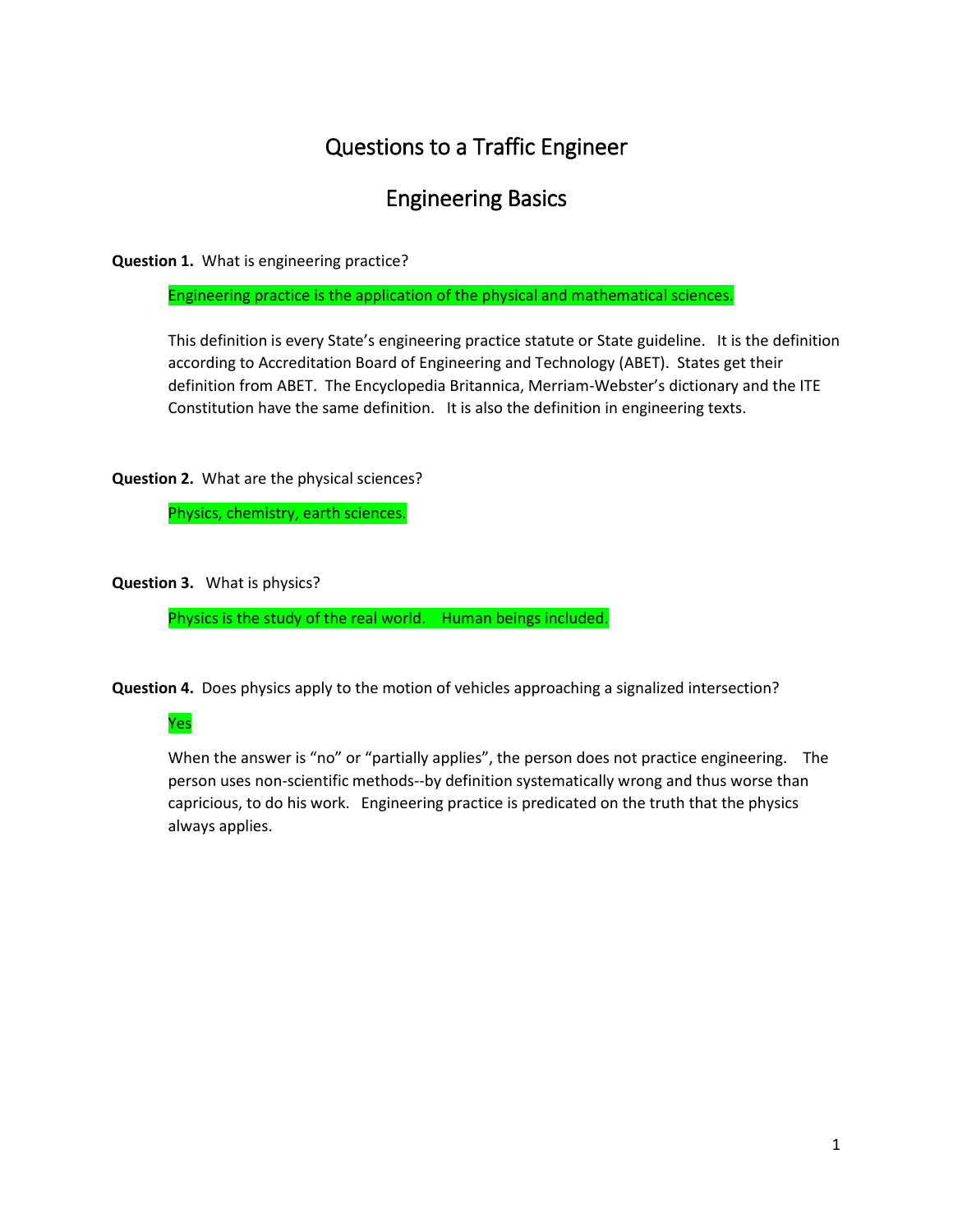# Questions to a Traffic Engineer

## Engineering Basics

**Question 1.** What is engineering practice?

Engineering practice is the application of the physical and mathematical sciences.

This definition is every State's engineering practice statute or State guideline. It is the definition according to Accreditation Board of Engineering and Technology (ABET). States get their definition from ABET. The Encyclopedia Britannica, Merriam-Webster's dictionary and the ITE Constitution have the same definition. It is also the definition in engineering texts.

**Question 2.** What are the physical sciences?

Physics, chemistry, earth sciences.

**Question 3.** What is physics?

Physics is the study of the real world. Human beings included.

**Question 4.** Does physics apply to the motion of vehicles approaching a signalized intersection?

Yes

When the answer is "no" or "partially applies", the person does not practice engineering. The person uses non-scientific methods--by definition systematically wrong and thus worse than capricious, to do his work. Engineering practice is predicated on the truth that the physics always applies.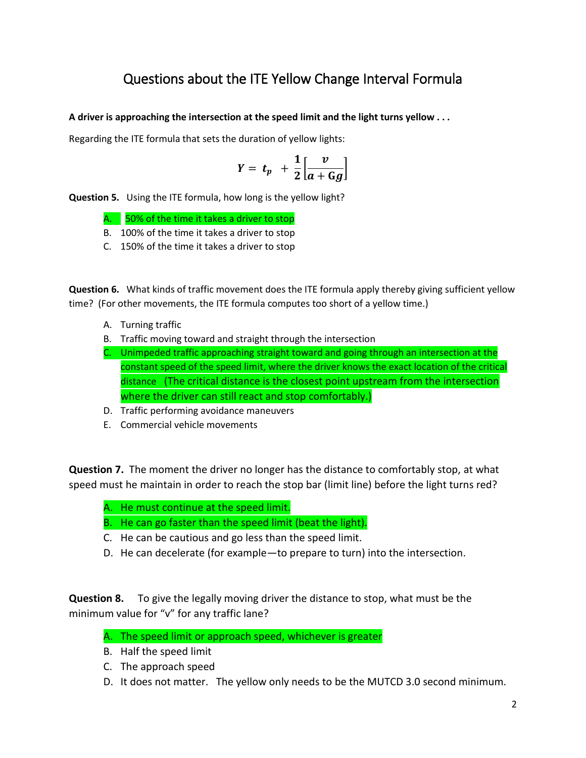# Questions about the ITE Yellow Change Interval Formula

**A driver is approaching the intersection at the speed limit and the light turns yellow . . .**

Regarding the ITE formula that sets the duration of yellow lights:

$$Y = t_p + \frac{1}{2}\left[\frac{v}{a + Gg}\right]$$

**Question 5.** Using the ITE formula, how long is the yellow light?

A. 50% of the time it takes a driver to stop
B. 100% of the time it takes a driver to stop
C. 150% of the time it takes a driver to stop

**Question 6.** What kinds of traffic movement does the ITE formula apply thereby giving sufficient yellow time? (For other movements, the ITE formula computes too short of a yellow time.)

A. Turning traffic
B. Traffic moving toward and straight through the intersection
C. Unimpeded traffic approaching straight toward and going through an intersection at the constant speed of the speed limit, where the driver knows the exact location of the critical distance (The critical distance is the closest point upstream from the intersection where the driver can still react and stop comfortably.)
D. Traffic performing avoidance maneuvers
E. Commercial vehicle movements

**Question 7.** The moment the driver no longer has the distance to comfortably stop, at what speed must he maintain in order to reach the stop bar (limit line) before the light turns red?

A. He must continue at the speed limit.
B. He can go faster than the speed limit (beat the light).
C. He can be cautious and go less than the speed limit.
D. He can decelerate (for example—to prepare to turn) into the intersection.

**Question 8.** To give the legally moving driver the distance to stop, what must be the minimum value for "v" for any traffic lane?

A. The speed limit or approach speed, whichever is greater
B. Half the speed limit
C. The approach speed
D. It does not matter. The yellow only needs to be the MUTCD 3.0 second minimum.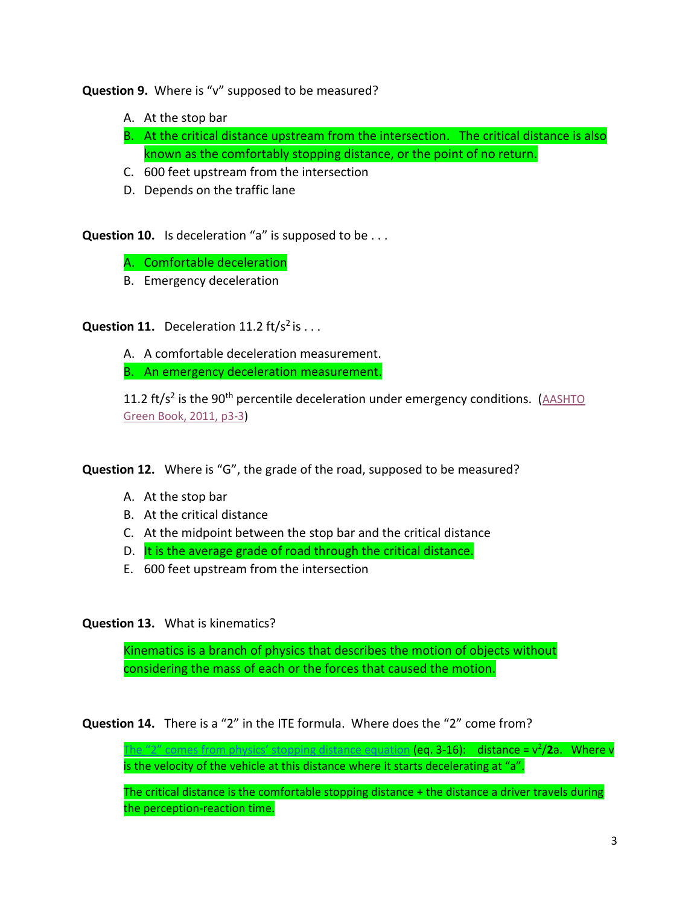**Question 9.** Where is "v" supposed to be measured?

A. At the stop bar
B. At the critical distance upstream from the intersection. The critical distance is also known as the comfortably stopping distance, or the point of no return.
C. 600 feet upstream from the intersection
D. Depends on the traffic lane

**Question 10.** Is deceleration "a" is supposed to be . . .

A. Comfortable deceleration
B. Emergency deceleration

**Question 11.** Deceleration 11.2 ft/s$^2$ is . . .

A. A comfortable deceleration measurement.
B. An emergency deceleration measurement.

11.2 ft/s$^2$ is the 90$^{th}$ percentile deceleration under emergency conditions. (AASHTO Green Book, 2011, p3-3)

**Question 12.** Where is "G", the grade of the road, supposed to be measured?

A. At the stop bar
B. At the critical distance
C. At the midpoint between the stop bar and the critical distance
D. It is the average grade of road through the critical distance.
E. 600 feet upstream from the intersection

**Question 13.** What is kinematics?

Kinematics is a branch of physics that describes the motion of objects without considering the mass of each or the forces that caused the motion.

**Question 14.** There is a "2" in the ITE formula. Where does the "2" come from?

The "2" comes from physics' stopping distance equation (eq. 3-16): distance = $v^2/\mathbf{2}a$. Where v is the velocity of the vehicle at this distance where it starts decelerating at "a".

The critical distance is the comfortable stopping distance + the distance a driver travels during the perception-reaction time.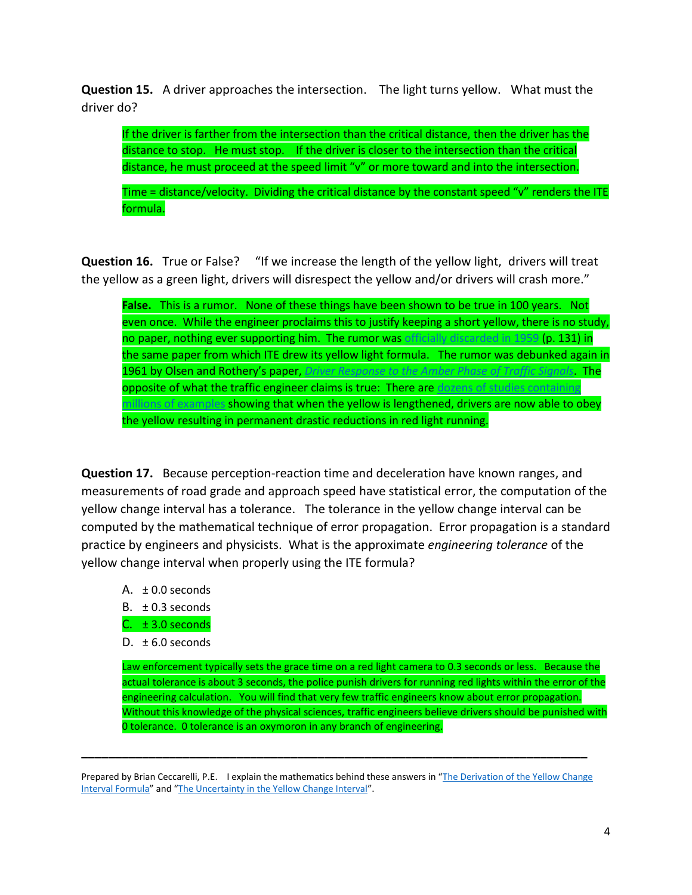**Question 15.** A driver approaches the intersection. The light turns yellow. What must the driver do?

> If the driver is farther from the intersection than the critical distance, then the driver has the distance to stop. He must stop. If the driver is closer to the intersection than the critical distance, he must proceed at the speed limit "v" or more toward and into the intersection.
>
> Time = distance/velocity. Dividing the critical distance by the constant speed "v" renders the ITE formula.

**Question 16.** True or False? "If we increase the length of the yellow light, drivers will treat the yellow as a green light, drivers will disrespect the yellow and/or drivers will crash more."

> **False.** This is a rumor. None of these things have been shown to be true in 100 years. Not even once. While the engineer proclaims this to justify keeping a short yellow, there is no study, no paper, nothing ever supporting him. The rumor was officially discarded in 1959 (p. 131) in the same paper from which ITE drew its yellow light formula. The rumor was debunked again in 1961 by Olsen and Rothery's paper, *Driver Response to the Amber Phase of Traffic Signals*. The opposite of what the traffic engineer claims is true: There are dozens of studies containing millions of examples showing that when the yellow is lengthened, drivers are now able to obey the yellow resulting in permanent drastic reductions in red light running.

**Question 17.** Because perception-reaction time and deceleration have known ranges, and measurements of road grade and approach speed have statistical error, the computation of the yellow change interval has a tolerance. The tolerance in the yellow change interval can be computed by the mathematical technique of error propagation. Error propagation is a standard practice by engineers and physicists. What is the approximate *engineering tolerance* of the yellow change interval when properly using the ITE formula?

A. ± 0.0 seconds
B. ± 0.3 seconds
C. ± 3.0 seconds
D. ± 6.0 seconds

> Law enforcement typically sets the grace time on a red light camera to 0.3 seconds or less. Because the actual tolerance is about 3 seconds, the police punish drivers for running red lights within the error of the engineering calculation. You will find that very few traffic engineers know about error propagation. Without this knowledge of the physical sciences, traffic engineers believe drivers should be punished with 0 tolerance. 0 tolerance is an oxymoron in any branch of engineering.

---

Prepared by Brian Ceccarelli, P.E. I explain the mathematics behind these answers in "The Derivation of the Yellow Change Interval Formula" and "The Uncertainty in the Yellow Change Interval".